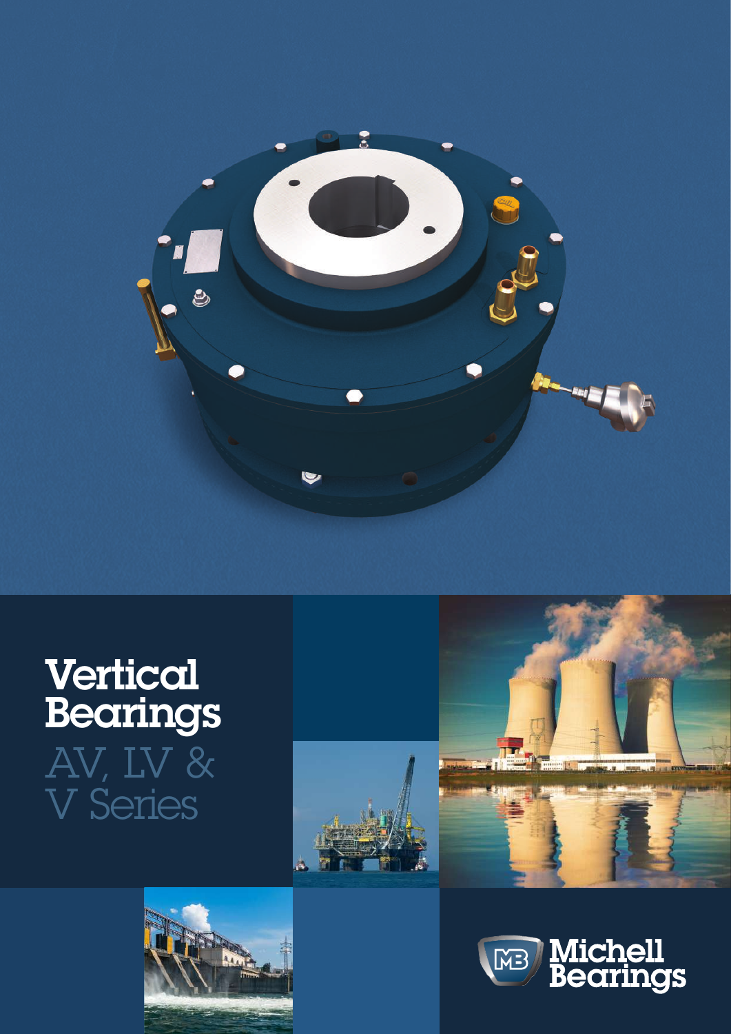# Vertical Bearings

## AV, LV & V Series

Michell Bearings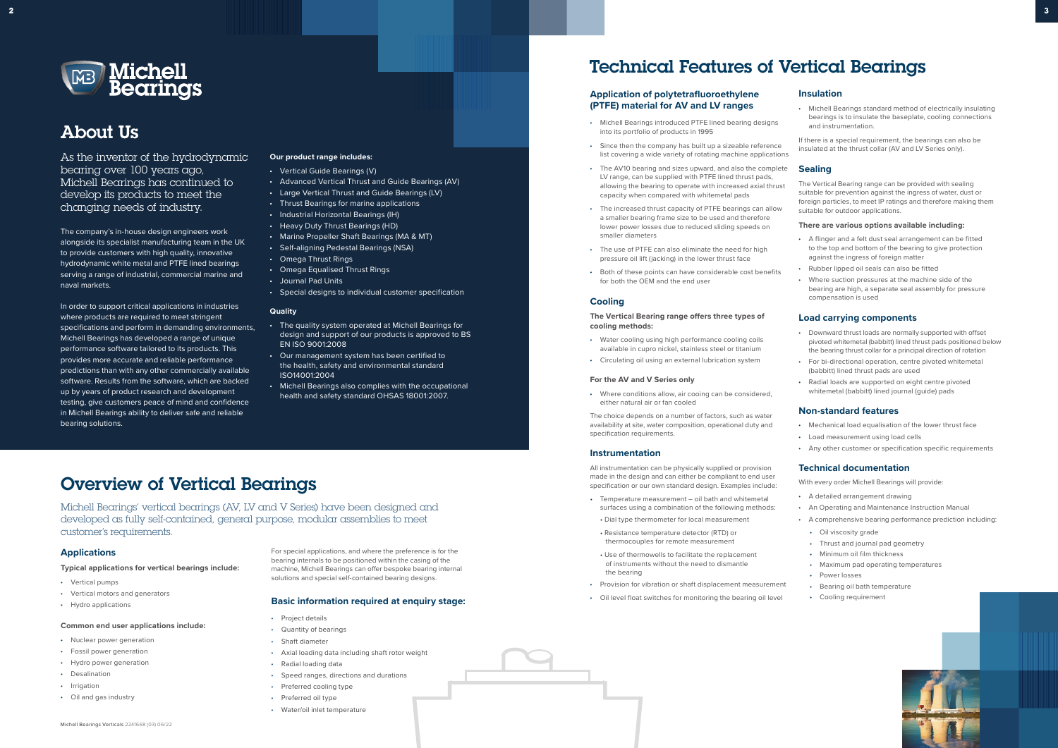# Michell Bearings

## About Us

As the inventor of the hydrodynamic bearing over 100 years ago, Michell Bearings has continued to develop its products to meet the changing needs of industry.

The company's in-house design engineers work alongside its specialist manufacturing team in the UK to provide customers with high quality, innovative hydrodynamic white metal and PTFE lined bearings serving a range of industrial, commercial marine and naval markets.

In order to support critical applications in industries where products are required to meet stringent specifications and perform in demanding environments, Michell Bearings has developed a range of unique performance software tailored to its products. This provides more accurate and reliable performance predictions than with any other commercially available software. Results from the software, which are backed up by years of product research and development testing, give customers peace of mind and confidence in Michell Bearings ability to deliver safe and reliable bearing solutions.

**Our product range includes:**

- Vertical Guide Bearings (V)
- Advanced Vertical Thrust and Guide Bearings (AV)
- Large Vertical Thrust and Guide Bearings (LV)
- Thrust Bearings for marine applications
- Industrial Horizontal Bearings (IH)
- Heavy Duty Thrust Bearings (HD)
- Marine Propeller Shaft Bearings (MA & MT)
- Self-aligning Pedestal Bearings (NSA)
- Omega Thrust Rings
- Omega Equalised Thrust Rings
- Journal Pad Units
- Special designs to individual customer specification

**Quality**

- The quality system operated at Michell Bearings for design and support of our products is approved to BS EN ISO 9001:2008
- Our management system has been certified to the health, safety and environmental standard ISO14001:2004
- Michell Bearings also complies with the occupational health and safety standard OHSAS 18001:2007.

## Overview of Vertical Bearings

Michell Bearings' vertical bearings (AV, LV and V Series) have been designed and developed as fully self-contained, general purpose, modular assemblies to meet customer's requirements.

### Applications

**Typical applications for vertical bearings include:**

- Vertical pumps
- Vertical motors and generators
- Hydro applications

**Common end user applications include:**

- Nuclear power generation
- Fossil power generation
- Hydro power generation
- Desalination
- Irrigation
- Oil and gas industry

For special applications, and where the preference is for the bearing internals to be positioned within the casing of the machine, Michell Bearings can offer bespoke bearing internal solutions and special self-contained bearing designs.

### Basic information required at enquiry stage:

- Project details
- Quantity of bearings
- Shaft diameter
- Axial loading data including shaft rotor weight
- Radial loading data
- Speed ranges, directions and durations
- Preferred cooling type
- Preferred oil type
- Water/oil inlet temperature

Michell Bearings Verticals 2241668 (03) 06/22

## Technical Features of Vertical Bearings

### Application of polytetrafluoroethylene (PTFE) material for AV and LV ranges

- Michell Bearings introduced PTFE lined bearing designs into its portfolio of products in 1995
- Since then the company has built up a sizeable reference list covering a wide variety of rotating machine applications
- The AV10 bearing and sizes upward, and also the complete LV range, can be supplied with PTFE lined thrust pads, allowing the bearing to operate with increased axial thrust capacity when compared with whitemetal pads
- The increased thrust capacity of PTFE bearings can allow a smaller bearing frame size to be used and therefore lower power losses due to reduced sliding speeds on smaller diameters
- The use of PTFE can also eliminate the need for high pressure oil lift (jacking) in the lower thrust face
- Both of these points can have considerable cost benefits for both the OEM and the end user

### Cooling

**The Vertical Bearing range offers three types of cooling methods:**

- Water cooling using high performance cooling coils available in cupro nickel, stainless steel or titanium
- Circulating oil using an external lubrication system

**For the AV and V Series only**

- Where conditions allow, air cooing can be considered, either natural air or fan cooled

The choice depends on a number of factors, such as water availability at site, water composition, operational duty and specification requirements.

### Instrumentation

All instrumentation can be physically supplied or provision made in the design and can either be compliant to end user specification or our own standard design. Examples include:

- Temperature measurement – oil bath and whitemetal surfaces using a combination of the following methods:
  - Dial type thermometer for local measurement
  - Resistance temperature detector (RTD) or thermocouples for remote measurement
  - Use of thermowells to facilitate the replacement of instruments without the need to dismantle the bearing
- Provision for vibration or shaft displacement measurement
- Oil level float switches for monitoring the bearing oil level

### Insulation

- Michell Bearings standard method of electrically insulating bearings is to insulate the baseplate, cooling connections and instrumentation.

If there is a special requirement, the bearings can also be insulated at the thrust collar (AV and LV Series only).

### Sealing

The Vertical Bearing range can be provided with sealing suitable for prevention against the ingress of water, dust or foreign particles, to meet IP ratings and therefore making them suitable for outdoor applications.

**There are various options available including:**

- A flinger and a felt dust seal arrangement can be fitted to the top and bottom of the bearing to give protection against the ingress of foreign matter
- Rubber lipped oil seals can also be fitted
- Where suction pressures at the machine side of the bearing are high, a separate seal assembly for pressure compensation is used

### Load carrying components

- Downward thrust loads are normally supported with offset pivoted whitemetal (babbitt) lined thrust pads positioned below the bearing thrust collar for a principal direction of rotation
- For bi-directional operation, centre pivoted whitemetal (babbitt) lined thrust pads are used
- Radial loads are supported on eight centre pivoted whitemetal (babbitt) lined journal (guide) pads

### Non-standard features

- Mechanical load equalisation of the lower thrust face
- Load measurement using load cells
- Any other customer or specification specific requirements

### Technical documentation

With every order Michell Bearings will provide:

- A detailed arrangement drawing
- An Operating and Maintenance Instruction Manual
- A comprehensive bearing performance prediction including:
  - Oil viscosity grade
  - Thrust and journal pad geometry
  - Minimum oil film thickness
  - Maximum pad operating temperatures
  - Power losses
  - Bearing oil bath temperature
  - Cooling requirement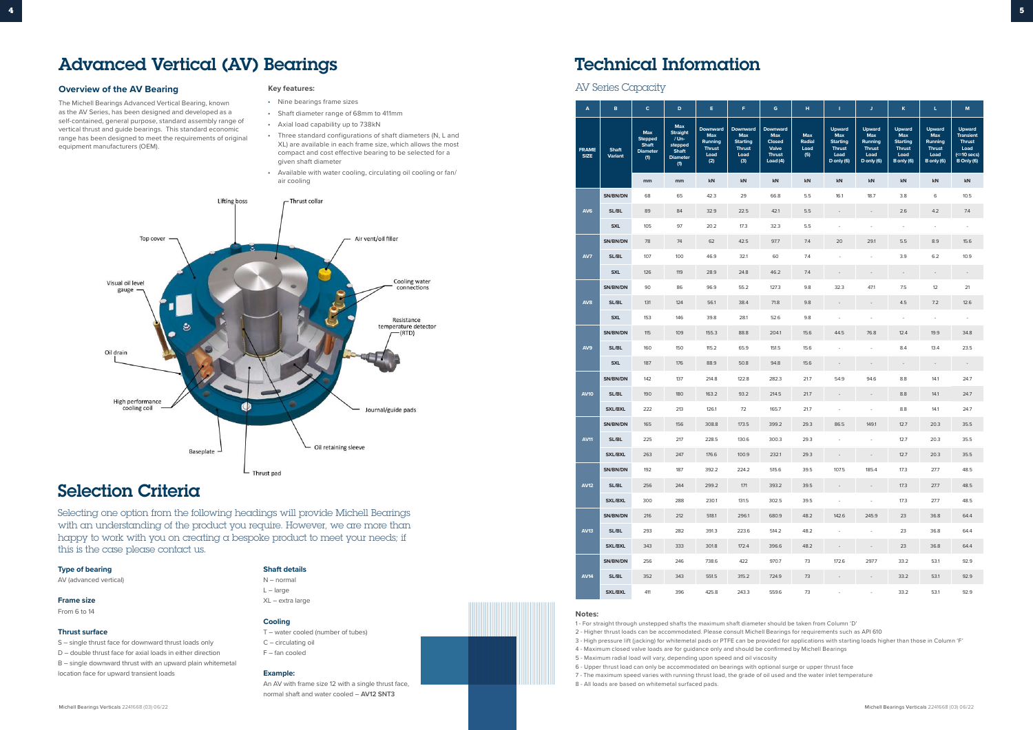# Advanced Vertical (AV) Bearings

### Overview of the AV Bearing

The Michell Bearings Advanced Vertical Bearing, known as the AV Series, has been designed and developed as a self-contained, general purpose, standard assembly range of vertical thrust and guide bearings. This standard economic range has been designed to meet the requirements of original equipment manufacturers (OEM).

**Key features:**

- Nine bearings frame sizes
- Shaft diameter range of 68mm to 411mm
- Axial load capability up to 738kN
- Three standard configurations of shaft diameters (N, L and XL) are available in each frame size, which allows the most compact and cost effective bearing to be selected for a given shaft diameter
- Available with water cooling, circulating oil cooling or fan/ air cooling

Lifting boss, Thrust collar, Top cover, Air vent/oil filler, Visual oil level gauge, Cooling water connections, Resistance temperature detector (RTD), Oil drain, High performance cooling coil, Journal/guide pads, Baseplate, Oil retaining sleeve, Thrust pad

# Selection Criteria

Selecting one option from the following headings will provide Michell Bearings with an understanding of the product you require. However, we are more than happy to work with you on creating a bespoke product to meet your needs; if this is the case please contact us.

### Type of bearing

AV (advanced vertical)

### Frame size

From 6 to 14

### Thrust surface

S – single thrust face for downward thrust loads only
D – double thrust face for axial loads in either direction
B – single downward thrust with an upward plain whitemetal location face for upward transient loads

### Shaft details

N – normal
L – large
XL – extra large

### Cooling

T – water cooled (number of tubes)
C – circulating oil
F – fan cooled

### Example:

An AV with frame size 12 with a single thrust face, normal shaft and water cooled – **AV12 SNT3**

# Technical Information

## AV Series Capacity

| A | B | C | D | E | F | G | H | I | J | K | L | M |
|---|---|---|---|---|---|---|---|---|---|---|---|---|
| FRAME SIZE | Shaft Variant | Max Stepped Shaft Diameter (1) | Max Straight / Un-stepped Shaft Diameter (1) | Downward Max Running Thrust Load (2) | Downward Max Starting Thrust Load (3) | Downward Max Closed Valve Thrust Load (4) | Max Radial Load (5) | Upward Max Starting Thrust Load D only (6) | Upward Max Running Thrust Load D only (6) | Upward Max Starting Thrust Load B only (6) | Upward Max Running Thrust Load B only (6) | Upward Transient Thrust Load (<=10 secs) B Only (6) |
| | | mm | mm | kN | kN | kN | kN | kN | kN | kN | kN | kN |
| AV6 | SN/BN/DN | 68 | 65 | 42.3 | 29 | 66.8 | 5.5 | 16.1 | 18.7 | 3.8 | 6 | 10.5 |
| | SL/BL | 89 | 84 | 32.9 | 22.5 | 42.1 | 5.5 | - | - | 2.6 | 4.2 | 7.4 |
| | SXL | 105 | 97 | 20.2 | 17.3 | 32.3 | 5.5 | - | - | - | - | - |
| AV7 | SN/BN/DN | 78 | 74 | 62 | 42.5 | 97.7 | 7.4 | 20 | 29.1 | 5.5 | 8.9 | 15.6 |
| | SL/BL | 107 | 100 | 46.9 | 32.1 | 60 | 7.4 | - | - | 3.9 | 6.2 | 10.9 |
| | SXL | 126 | 119 | 28.9 | 24.8 | 46.2 | 7.4 | - | - | - | - | - |
| AV8 | SN/BN/DN | 90 | 86 | 96.9 | 55.2 | 127.3 | 9.8 | 32.3 | 47.1 | 7.5 | 12 | 21 |
| | SL/BL | 131 | 124 | 56.1 | 38.4 | 71.8 | 9.8 | - | - | 4.5 | 7.2 | 12.6 |
| | SXL | 153 | 146 | 39.8 | 28.1 | 52.6 | 9.8 | - | - | - | - | - |
| AV9 | SN/BN/DN | 115 | 109 | 155.3 | 88.8 | 204.1 | 15.6 | 44.5 | 76.8 | 12.4 | 19.9 | 34.8 |
| | SL/BL | 160 | 150 | 115.2 | 65.9 | 151.5 | 15.6 | - | - | 8.4 | 13.4 | 23.5 |
| | SXL | 187 | 176 | 88.9 | 50.8 | 94.8 | 15.6 | - | - | - | - | - |
| AV10 | SN/BN/DN | 142 | 137 | 214.8 | 122.8 | 282.3 | 21.7 | 54.9 | 94.6 | 8.8 | 14.1 | 24.7 |
| | SL/BL | 190 | 180 | 163.2 | 93.2 | 214.5 | 21.7 | - | - | 8.8 | 14.1 | 24.7 |
| | SXL/BXL | 222 | 213 | 126.1 | 72 | 165.7 | 21.7 | - | - | 8.8 | 14.1 | 24.7 |
| AV11 | SN/BN/DN | 165 | 156 | 308.8 | 173.5 | 399.2 | 29.3 | 86.5 | 149.1 | 12.7 | 20.3 | 35.5 |
| | SL/BL | 225 | 217 | 228.5 | 130.6 | 300.3 | 29.3 | - | - | 12.7 | 20.3 | 35.5 |
| | SXL/BXL | 263 | 247 | 176.6 | 100.9 | 232.1 | 29.3 | - | - | 12.7 | 20.3 | 35.5 |
| AV12 | SN/BN/DN | 192 | 187 | 392.2 | 224.2 | 515.6 | 39.5 | 107.5 | 185.4 | 17.3 | 27.7 | 48.5 |
| | SL/BL | 256 | 244 | 299.2 | 171 | 393.2 | 39.5 | - | - | 17.3 | 27.7 | 48.5 |
| | SXL/BXL | 300 | 288 | 230.1 | 131.5 | 302.5 | 39.5 | - | - | 17.3 | 27.7 | 48.5 |
| AV13 | SN/BN/DN | 216 | 212 | 518.1 | 296.1 | 680.9 | 48.2 | 142.6 | 245.9 | 23 | 36.8 | 64.4 |
| | SL/BL | 293 | 282 | 391.3 | 223.6 | 514.2 | 48.2 | - | - | 23 | 36.8 | 64.4 |
| | SXL/BXL | 343 | 333 | 301.8 | 172.4 | 396.6 | 48.2 | - | - | 23 | 36.8 | 64.4 |
| AV14 | SN/BN/DN | 256 | 246 | 738.6 | 422 | 970.7 | 73 | 172.6 | 297.7 | 33.2 | 53.1 | 92.9 |
| | SL/BL | 352 | 343 | 551.5 | 315.2 | 724.9 | 73 | - | - | 33.2 | 53.1 | 92.9 |
| | SXL/BXL | 411 | 396 | 425.8 | 243.3 | 559.6 | 73 | - | - | 33.2 | 53.1 | 92.9 |

**Notes:**

1 - For straight through unstepped shafts the maximum shaft diameter should be taken from Column 'D'
2 - Higher thrust loads can be accommodated. Please consult Michell Bearings for requirements such as API 610
3 - High pressure lift (jacking) for whitemetal pads or PTFE can be provided for applications with starting loads higher than those in Column 'F'
4 - Maximum closed valve loads are for guidance only and should be confirmed by Michell Bearings
5 - Maximum radial load will vary, depending upon speed and oil viscosity
6 - Upper thrust load can only be accommodated on bearings with optional surge or upper thrust face
7 - The maximum speed varies with running thrust load, the grade of oil used and the water inlet temperature
8 - All loads are based on whitemetal surfaced pads.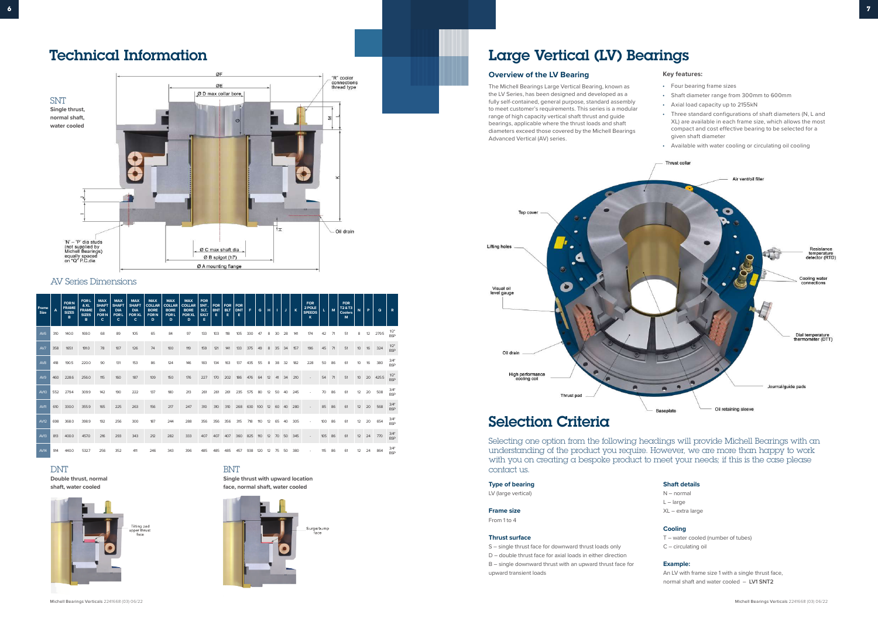# Technical Information

## SNT

**Single thrust, normal shaft, water cooled**

"R" cooler connections thread type

ØF

ØE

Ø D max collar bore

G

M

L

K

J

I

H

Oil drain

'N' – 'P' dia studs (not supplied by Michell Bearings) equally spaced on "Q" P.C.dia

Ø C max shaft dia

Ø B spigot (h7)

Ø A mounting flange

## AV Series Dimensions

| Frame Size | A | FOR N FRAME SIZES B | FOR L & XL FRAME SIZES B | MAX SHAFT DIA FOR N C | MAX SHAFT DIA FOR L C | MAX SHAFT DIA FOR XL C | MAX COLLAR BORE FOR N D | MAX COLLAR BORE FOR L D | MAX COLLAR BORE FOR XL D | FOR SNT, SLT, SXLT E | FOR BNT E | FOR BLT E | FOR DNT E | F | G | H | I | J | K | FOR 2 POLE SPEEDS K | L | M | FOR T2 & T3 Coolers M | N | P | Q | R |
|---|---|---|---|---|---|---|---|---|---|---|---|---|---|---|---|---|---|---|---|---|---|---|---|---|---|---|---|
| AV6 | 310 | 140.0 | 169.0 | 68 | 89 | 105 | 65 | 84 | 97 | 133 | 103 | 118 | 105 | 330 | 47 | 8 | 30 | 28 | 141 | 174 | 42 | 71 | 51 | 8 | 12 | 279.5 | 1/2" BSP |
| AV7 | 358 | 165.1 | 191.0 | 78 | 107 | 126 | 74 | 100 | 119 | 159 | 121 | 141 | 133 | 375 | 49 | 8 | 35 | 34 | 157 | 196 | 45 | 71 | 51 | 10 | 16 | 324 | 1/2" BSP |
| AV8 | 418 | 190.5 | 220.0 | 90 | 131 | 153 | 86 | 124 | 146 | 183 | 134 | 163 | 137 | 435 | 55 | 8 | 38 | 32 | 182 | 228 | 50 | 86 | 61 | 10 | 16 | 380 | 3/4" BSP |
| AV9 | 460 | 228.6 | 256.0 | 115 | 160 | 187 | 109 | 150 | 176 | 227 | 170 | 202 | 186 | 476 | 64 | 12 | 41 | 34 | 210 | - | 54 | 71 | 51 | 10 | 20 | 425.5 | 1/2" BSP |
| AV10 | 552 | 279.4 | 309.9 | 142 | 190 | 222 | 137 | 180 | 213 | 261 | 261 | 261 | 235 | 575 | 80 | 12 | 50 | 40 | 245 | - | 70 | 86 | 61 | 12 | 20 | 508 | 3/4" BSP |
| AV11 | 610 | 330.0 | 355.9 | 165 | 225 | 263 | 156 | 217 | 247 | 310 | 310 | 310 | 268 | 630 | 100 | 12 | 60 | 40 | 280 | - | 85 | 86 | 61 | 12 | 20 | 568 | 3/4" BSP |
| AV12 | 698 | 368.0 | 398.9 | 192 | 256 | 300 | 187 | 244 | 288 | 356 | 356 | 356 | 315 | 718 | 110 | 12 | 65 | 40 | 305 | - | 100 | 86 | 61 | 12 | 20 | 654 | 3/4" BSP |
| AV13 | 813 | 400.0 | 457.0 | 216 | 293 | 343 | 212 | 282 | 333 | 407 | 407 | 407 | 360 | 825 | 110 | 12 | 70 | 50 | 345 | - | 105 | 86 | 61 | 12 | 24 | 770 | 3/4" BSP |
| AV14 | 914 | 440.0 | 532.7 | 256 | 352 | 411 | 246 | 343 | 396 | 485 | 485 | 485 | 457 | 938 | 120 | 12 | 75 | 50 | 380 | - | 115 | 86 | 61 | 12 | 24 | 864 | 3/4" BSP |

## DNT

**Double thrust, normal shaft, water cooled**

Tilting pad upper thrust face

## BNT

**Single thrust with upward location face, normal shaft, water cooled**

Surge/bump face

# Large Vertical (LV) Bearings

### Overview of the LV Bearing

The Michell Bearings Large Vertical Bearing, known as the LV Series, has been designed and developed as a fully self-contained, general purpose, standard assembly to meet customer's requirements. This series is a modular range of high capacity vertical shaft thrust and guide bearings, applicable where the thrust loads and shaft diameters exceed those covered by the Michell Bearings Advanced Vertical (AV) series.

**Key features:**

- Four bearing frame sizes
- Shaft diameter range from 300mm to 600mm
- Axial load capacity up to 2155kN
- Three standard configurations of shaft diameters (N, L and XL) are available in each frame size, which allows the most compact and cost effective bearing to be selected for a given shaft diameter
- Available with water cooling or circulating oil cooling

Thrust collar, Air vent/oil filler, Top cover, Lifting holes, Resistance temperature detector (RTD), Visual oil level gauge, Cooling water connections, Dial temperature thermometer (DTT), Oil drain, High performance cooling coil, Journal/guide pads, Thrust pad, Baseplate, Oil retaining sleeve

# Selection Criteria

Selecting one option from the following headings will provide Michell Bearings with an understanding of the product you require. However, we are more than happy to work with you on creating a bespoke product to meet your needs; if this is the case please contact us.

**Type of bearing**

LV (large vertical)

**Frame size**

From 1 to 4

**Thrust surface**

S – single thrust face for downward thrust loads only
D – double thrust face for axial loads in either direction
B – single downward thrust with an upward thrust face for upward transient loads

**Shaft details**

N – normal
L – large
XL – extra large

**Cooling**

T – water cooled (number of tubes)
C – circulating oil

**Example:**

An LV with frame size 1 with a single thrust face, normal shaft and water cooled – **LV1 SNT2**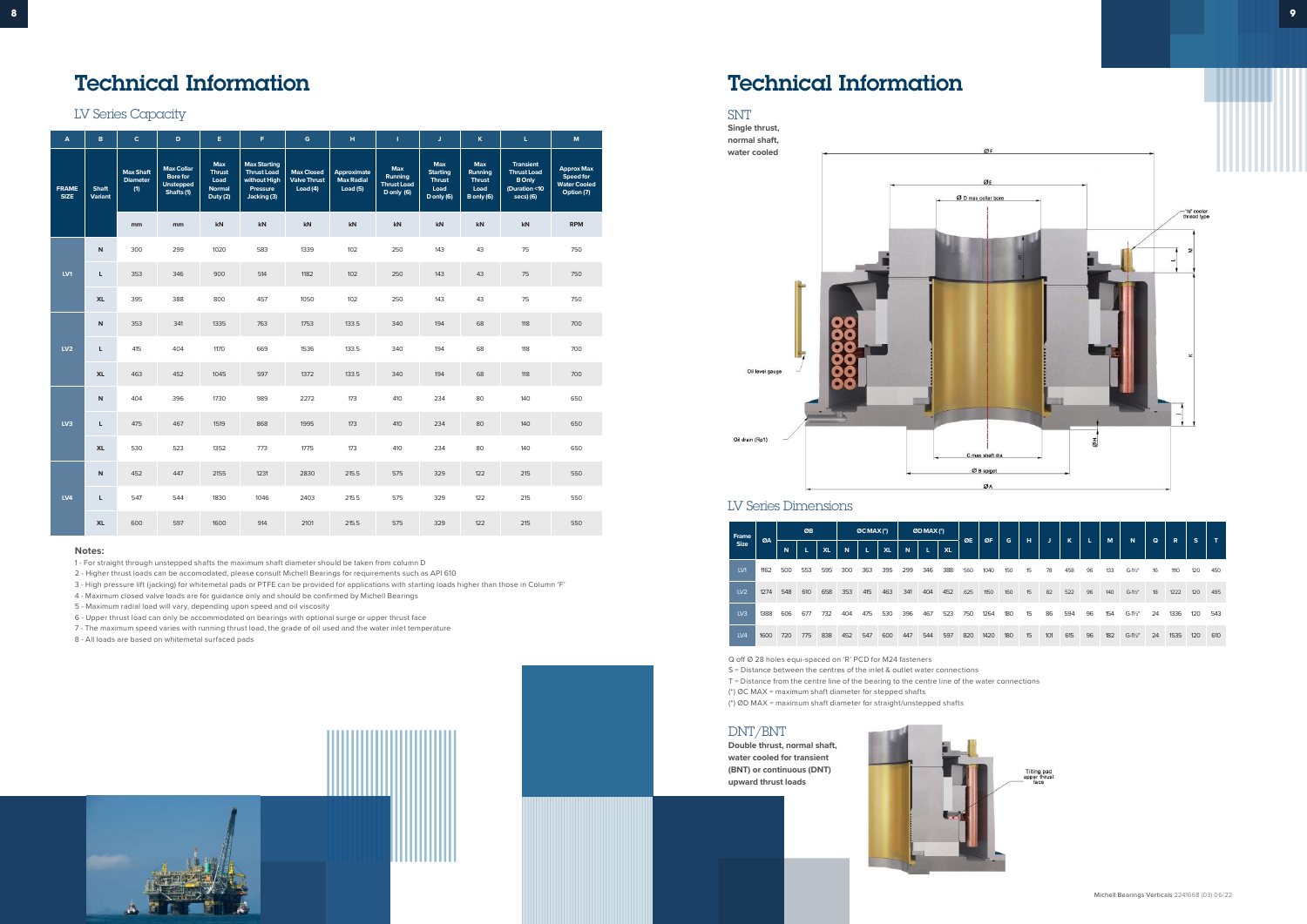# Technical Information

## LV Series Capacity

| A | B | C | D | E | F | G | H | I | J | K | L | M |
|---|---|---|---|---|---|---|---|---|---|---|---|---|
| FRAME SIZE | Shaft Variant | Max Shaft Diameter (1) | Max Collar Bore for Unstepped Shafts (1) | Max Thrust Load Normal Duty (2) | Max Starting Thrust Load without High Pressure Jacking (3) | Max Closed Valve Thrust Load (4) | Approximate Max Radial Load (5) | Max Running Thrust Load D only (6) | Max Starting Thrust Load D only (6) | Max Running Thrust Load B only (6) | Transient Thrust Load B Only (Duration <10 secs) (6) | Approx Max Speed for Water Cooled Option (7) |
| | | mm | mm | kN | kN | kN | kN | kN | kN | kN | kN | RPM |
| LV1 | N | 300 | 299 | 1020 | 583 | 1339 | 102 | 250 | 143 | 43 | 75 | 750 |
| | L | 353 | 346 | 900 | 514 | 1182 | 102 | 250 | 143 | 43 | 75 | 750 |
| | XL | 395 | 388 | 800 | 457 | 1050 | 102 | 250 | 143 | 43 | 75 | 750 |
| LV2 | N | 353 | 341 | 1335 | 763 | 1753 | 133.5 | 340 | 194 | 68 | 118 | 700 |
| | L | 415 | 404 | 1170 | 669 | 1536 | 133.5 | 340 | 194 | 68 | 118 | 700 |
| | XL | 463 | 452 | 1045 | 597 | 1372 | 133.5 | 340 | 194 | 68 | 118 | 700 |
| LV3 | N | 404 | 396 | 1730 | 989 | 2272 | 173 | 410 | 234 | 80 | 140 | 650 |
| | L | 475 | 467 | 1519 | 868 | 1995 | 173 | 410 | 234 | 80 | 140 | 650 |
| | XL | 530 | 523 | 1352 | 773 | 1775 | 173 | 410 | 234 | 80 | 140 | 650 |
| LV4 | N | 452 | 447 | 2155 | 1231 | 2830 | 215.5 | 575 | 329 | 122 | 215 | 550 |
| | L | 547 | 544 | 1830 | 1046 | 2403 | 215.5 | 575 | 329 | 122 | 215 | 550 |
| | XL | 600 | 597 | 1600 | 914 | 2101 | 215.5 | 575 | 329 | 122 | 215 | 550 |

**Notes:**

1 - For straight through unstepped shafts the maximum shaft diameter should be taken from column D
2 - Higher thrust loads can be accomodated, please consult Michell Bearings for requirements such as API 610
3 - High pressure lift (jacking) for whitemetal pads or PTFE can be provided for applications with starting loads higher than those in Column 'F'
4 - Maximum closed valve loads are for guidance only and should be confirmed by Michell Bearings
5 - Maximum radial load will vary, depending upon speed and oil viscosity
6 - Upper thrust load can only be accommodated on bearings with optional surge or upper thrust face
7 - The maximum speed varies with running thrust load, the grade of oil used and the water inlet temperature
8 - All loads are based on whitemetal surfaced pads

# Technical Information

## SNT

**Single thrust, normal shaft, water cooled**

Oil level gauge

Oil drain (Rp1)

'M' cooler thread type

## LV Series Dimensions

| Frame Size | ØA | ØB | | | ØC MAX (*) | | | ØD MAX (*) | | | ØE | ØF | G | H | J | K | L | M | N | Q | R | S | T |
|---|---|---|---|---|---|---|---|---|---|---|---|---|---|---|---|---|---|---|---|---|---|---|---|
| | | N | L | XL | N | L | XL | N | L | XL | | | | | | | | | | | | | |
| LV1 | 1162 | 500 | 553 | 595 | 300 | 363 | 395 | 299 | 346 | 388 | 560 | 1040 | 150 | 15 | 78 | 458 | 96 | 133 | G-1½" | 16 | 1110 | 120 | 450 |
| LV2 | 1274 | 548 | 610 | 658 | 353 | 415 | 463 | 341 | 404 | 452 | 625 | 1150 | 160 | 15 | 82 | 522 | 96 | 140 | G-1½" | 18 | 1222 | 120 | 495 |
| LV3 | 1388 | 606 | 677 | 732 | 404 | 475 | 530 | 396 | 467 | 523 | 750 | 1264 | 180 | 15 | 86 | 594 | 96 | 154 | G-1½" | 24 | 1336 | 120 | 543 |
| LV4 | 1600 | 720 | 775 | 838 | 452 | 547 | 600 | 447 | 544 | 597 | 820 | 1420 | 180 | 15 | 101 | 615 | 96 | 182 | G-1½" | 24 | 1535 | 120 | 610 |

Q off Ø 28 holes equi-spaced on 'R' PCD for M24 fasteners
S = Distance between the centres of the inlet & outlet water connections
T = Distance from the centre line of the bearing to the centre line of the water connections
(*) ØC MAX = maximum shaft diameter for stepped shafts
(*) ØD MAX = maximum shaft diameter for straight/unstepped shafts

## DNT/BNT

**Double thrust, normal shaft, water cooled for transient (BNT) or continuous (DNT) upward thrust loads**

Tilting pad upper thrust face

Michell Bearings Verticals 2241668 (03) 06/22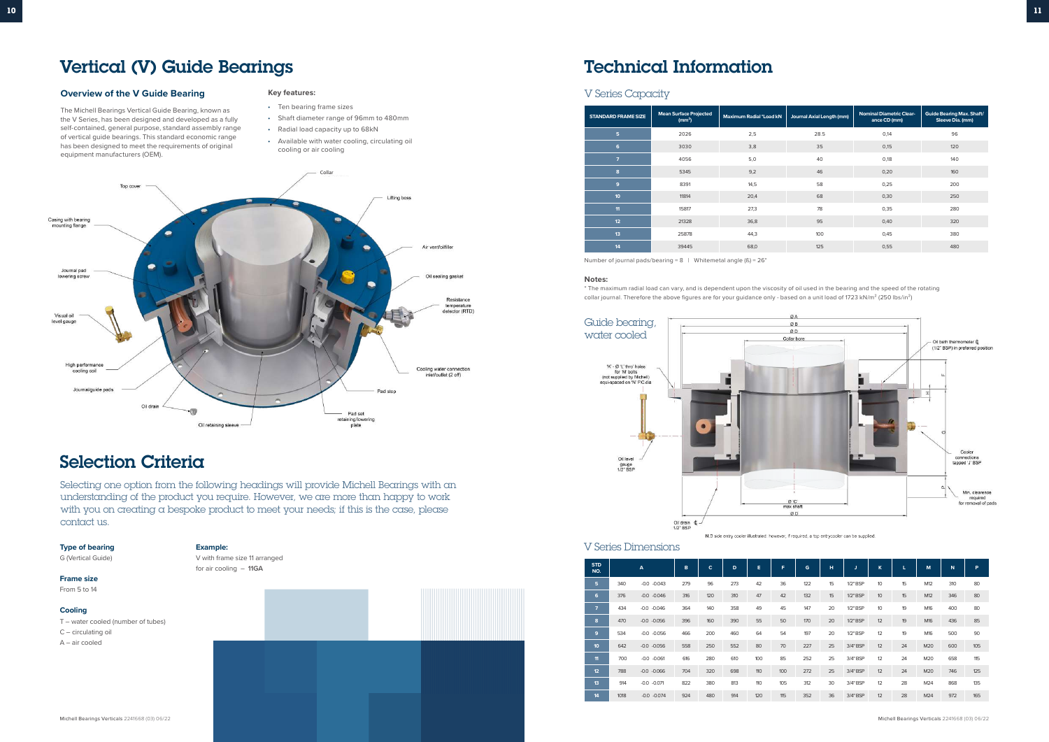# Vertical (V) Guide Bearings

## Overview of the V Guide Bearing

The Michell Bearings Vertical Guide Bearing, known as the V Series, has been designed and developed as a fully self-contained, general purpose, standard assembly range of vertical guide bearings. This standard economic range has been designed to meet the requirements of original equipment manufacturers (OEM).

**Key features:**

- Ten bearing frame sizes
- Shaft diameter range of 96mm to 480mm
- Radial load capacity up to 68kN
- Available with water cooling, circulating oil cooling or air cooling

# Selection Criteria

Selecting one option from the following headings will provide Michell Bearings with an understanding of the product you require. However, we are more than happy to work with you on creating a bespoke product to meet your needs; if this is the case, please contact us.

**Type of bearing**
G (Vertical Guide)

**Frame size**
From 5 to 14

**Cooling**
T – water cooled (number of tubes)
C – circulating oil
A – air cooled

**Example:**
V with frame size 11 arranged for air cooling – **11GA**

# Technical Information

## V Series Capacity

| STANDARD FRAME SIZE | Mean Surface Projected ($mm^2$) | Maximum Radial *Load kN | Journal Axial Length (mm) | Nominal Diametric Clearance CD (mm) | Guide Bearing Max. Shaft/ Sleeve Dia. (mm) |
|---|---|---|---|---|---|
| 5 | 2026 | 2,5 | 28.5 | 0,14 | 96 |
| 6 | 3030 | 3,8 | 35 | 0,15 | 120 |
| 7 | 4056 | 5,0 | 40 | 0,18 | 140 |
| 8 | 5345 | 9,2 | 46 | 0,20 | 160 |
| 9 | 8391 | 14,5 | 58 | 0,25 | 200 |
| 10 | 11814 | 20,4 | 68 | 0,30 | 250 |
| 11 | 15817 | 27,3 | 78 | 0,35 | 280 |
| 12 | 21328 | 36,8 | 95 | 0,40 | 320 |
| 13 | 25878 | 44,3 | 100 | 0,45 | 380 |
| 14 | 39445 | 68,0 | 125 | 0,55 | 480 |

Number of journal pads/bearing = 8 | Whitemetal angle ($\beta_i$) = 26°

**Notes:**

* The maximum radial load can vary, and is dependent upon the viscosity of oil used in the bearing and the speed of the rotating collar journal. Therefore the above figures are for your guidance only - based on a unit load of 1723 kN/$m^2$ (250 lbs/$in^2$)

Guide bearing, water cooled

N.B side entry cooler illustrated: however, if required, a top entry cooler can be supplied.

## V Series Dimensions

| STD NO. | A | | B | C | D | E | F | G | H | J | K | L | M | N | P |
|---|---|---|---|---|---|---|---|---|---|---|---|---|---|---|---|
| 5 | 340 | -0.0 -0.043 | 279 | 96 | 273 | 42 | 36 | 122 | 15 | 1/2" BSP | 10 | 15 | M12 | 310 | 80 |
| 6 | 376 | -0.0 -0.046 | 316 | 120 | 310 | 47 | 42 | 132 | 15 | 1/2" BSP | 10 | 15 | M12 | 346 | 80 |
| 7 | 434 | -0.0 -0.046 | 364 | 140 | 358 | 49 | 45 | 147 | 20 | 1/2" BSP | 10 | 19 | M16 | 400 | 80 |
| 8 | 470 | -0.0 -0.056 | 396 | 160 | 390 | 55 | 50 | 170 | 20 | 1/2" BSP | 12 | 19 | M16 | 436 | 85 |
| 9 | 534 | -0.0 -0.056 | 466 | 200 | 460 | 64 | 54 | 197 | 20 | 1/2" BSP | 12 | 19 | M16 | 500 | 90 |
| 10 | 642 | -0.0 -0.056 | 558 | 250 | 552 | 80 | 70 | 227 | 25 | 3/4" BSP | 12 | 24 | M20 | 600 | 105 |
| 11 | 700 | -0.0 -0.061 | 616 | 280 | 610 | 100 | 85 | 252 | 25 | 3/4" BSP | 12 | 24 | M20 | 658 | 115 |
| 12 | 788 | -0.0 -0.066 | 704 | 320 | 698 | 110 | 100 | 272 | 25 | 3/4" BSP | 12 | 24 | M20 | 746 | 125 |
| 13 | 914 | -0.0 -0.071 | 822 | 380 | 813 | 110 | 105 | 312 | 30 | 3/4" BSP | 12 | 28 | M24 | 868 | 135 |
| 14 | 1018 | -0.0 -0.074 | 924 | 480 | 914 | 120 | 115 | 352 | 36 | 3/4" BSP | 12 | 28 | M24 | 972 | 165 |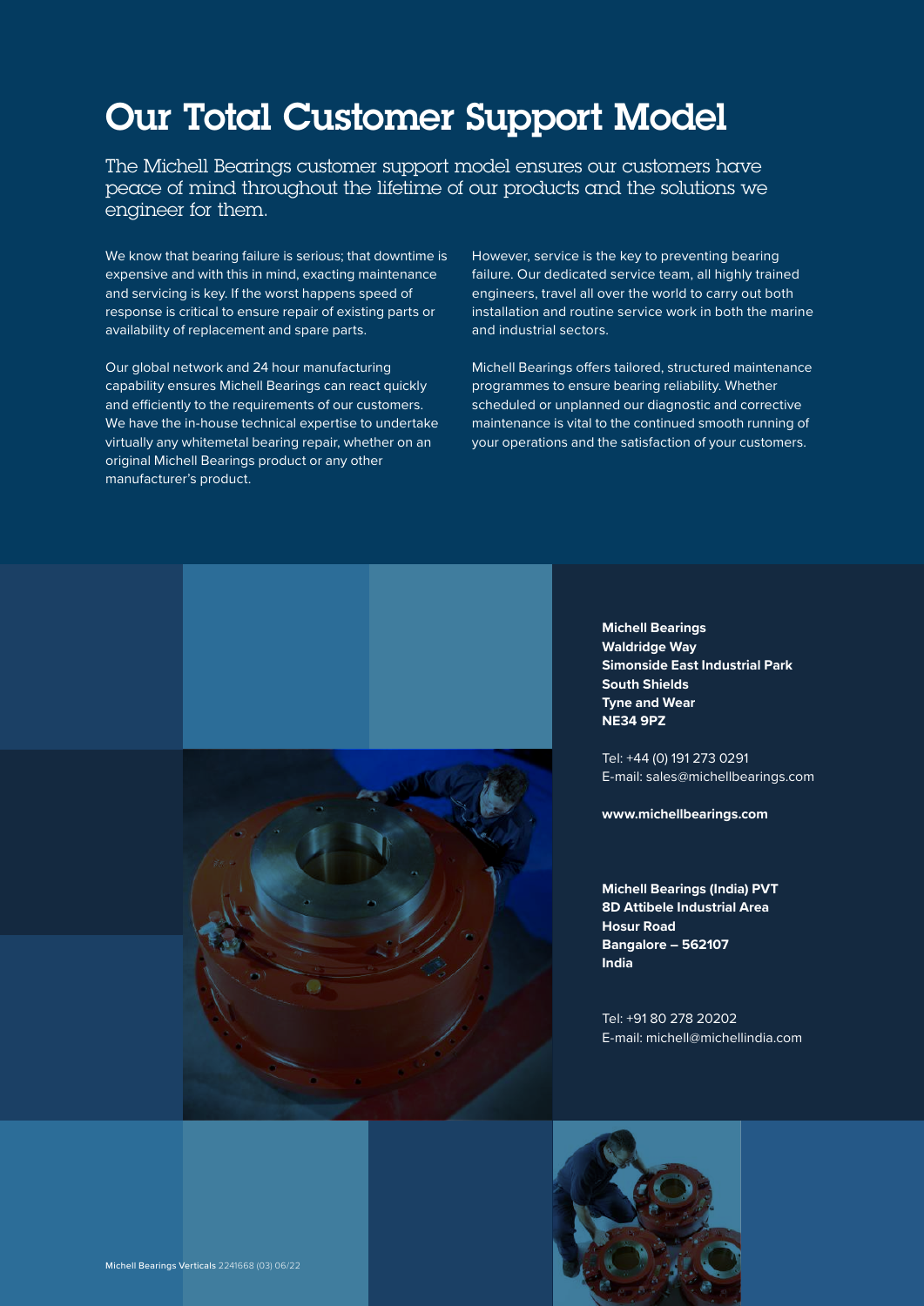# Our Total Customer Support Model

The Michell Bearings customer support model ensures our customers have peace of mind throughout the lifetime of our products and the solutions we engineer for them.

We know that bearing failure is serious; that downtime is expensive and with this in mind, exacting maintenance and servicing is key. If the worst happens speed of response is critical to ensure repair of existing parts or availability of replacement and spare parts.

Our global network and 24 hour manufacturing capability ensures Michell Bearings can react quickly and efficiently to the requirements of our customers. We have the in-house technical expertise to undertake virtually any whitemetal bearing repair, whether on an original Michell Bearings product or any other manufacturer's product.

However, service is the key to preventing bearing failure. Our dedicated service team, all highly trained engineers, travel all over the world to carry out both installation and routine service work in both the marine and industrial sectors.

Michell Bearings offers tailored, structured maintenance programmes to ensure bearing reliability. Whether scheduled or unplanned our diagnostic and corrective maintenance is vital to the continued smooth running of your operations and the satisfaction of your customers.

**Michell Bearings**
**Waldridge Way**
**Simonside East Industrial Park**
**South Shields**
**Tyne and Wear**
**NE34 9PZ**

Tel: +44 (0) 191 273 0291
E-mail: sales@michellbearings.com

**www.michellbearings.com**

**Michell Bearings (India) PVT**
**8D Attibele Industrial Area**
**Hosur Road**
**Bangalore – 562107**
**India**

Tel: +91 80 278 20202
E-mail: michell@michellindia.com

**Michell Bearings Verticals** 2241668 (03) 06/22